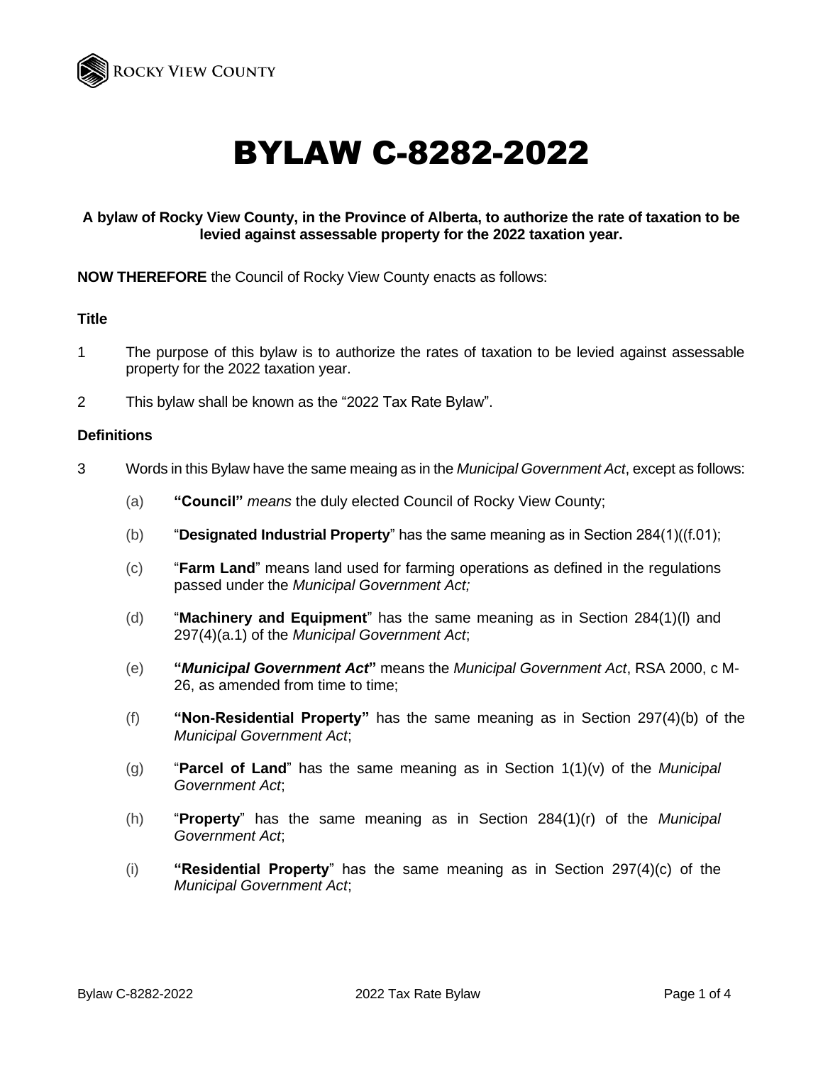ROCKY VIEW COUNTY

# BYLAW C-8282-2022

**A bylaw of Rocky View County, in the Province of Alberta, to authorize the rate of taxation to be levied against assessable property for the 2022 taxation year.**

**NOW THEREFORE** the Council of Rocky View County enacts as follows:

### Title

1 The purpose of this bylaw is to authorize the rates of taxation to be levied against assessable property for the 2022 taxation year.

2 This bylaw shall be known as the "2022 Tax Rate Bylaw".

### Definitions

3 Words in this Bylaw have the same meaing as in the *Municipal Government Act*, except as follows:

(a) **"Council"** *means* the duly elected Council of Rocky View County;

(b) "**Designated Industrial Property**" has the same meaning as in Section 284(1)((f.01);

(c) "**Farm Land**" means land used for farming operations as defined in the regulations passed under the *Municipal Government Act;*

(d) "**Machinery and Equipment**" has the same meaning as in Section 284(1)(l) and 297(4)(a.1) of the *Municipal Government Act*;

(e) **"*Municipal Government Act*"** means the *Municipal Government Act*, RSA 2000, c M-26, as amended from time to time;

(f) **"Non-Residential Property"** has the same meaning as in Section 297(4)(b) of the *Municipal Government Act*;

(g) "**Parcel of Land**" has the same meaning as in Section 1(1)(v) of the *Municipal Government Act*;

(h) "**Property**" has the same meaning as in Section 284(1)(r) of the *Municipal Government Act*;

(i) **"Residential Property**" has the same meaning as in Section 297(4)(c) of the *Municipal Government Act*;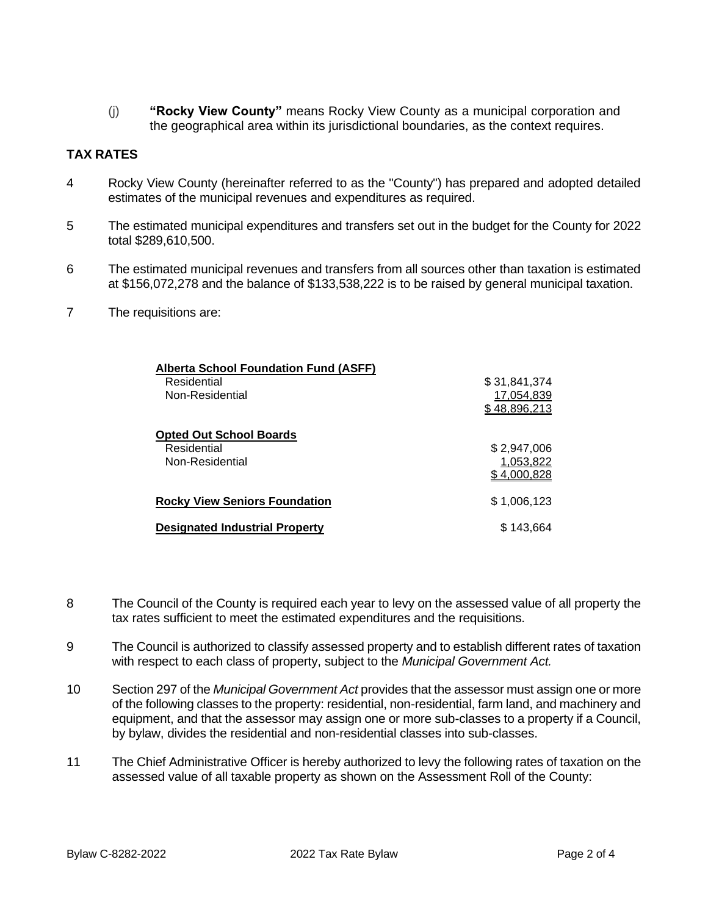(j) **"Rocky View County"** means Rocky View County as a municipal corporation and the geographical area within its jurisdictional boundaries, as the context requires.

## TAX RATES

4 Rocky View County (hereinafter referred to as the "County") has prepared and adopted detailed estimates of the municipal revenues and expenditures as required.

5 The estimated municipal expenditures and transfers set out in the budget for the County for 2022 total $289,610,500.

6 The estimated municipal revenues and transfers from all sources other than taxation is estimated at $156,072,278 and the balance of $133,538,222 is to be raised by general municipal taxation.

7 The requisitions are:

| | |
|---|---|
| **Alberta School Foundation Fund (ASFF)** | |
| Residential | $ 31,841,374 |
| Non-Residential | 17,054,839 |
| | $ 48,896,213 |
| **Opted Out School Boards** | |
| Residential | $ 2,947,006 |
| Non-Residential | 1,053,822 |
| | $ 4,000,828 |
| **Rocky View Seniors Foundation** | $ 1,006,123 |
| **Designated Industrial Property** | $ 143,664 |

8 The Council of the County is required each year to levy on the assessed value of all property the tax rates sufficient to meet the estimated expenditures and the requisitions.

9 The Council is authorized to classify assessed property and to establish different rates of taxation with respect to each class of property, subject to the *Municipal Government Act.*

10 Section 297 of the *Municipal Government Act* provides that the assessor must assign one or more of the following classes to the property: residential, non-residential, farm land, and machinery and equipment, and that the assessor may assign one or more sub-classes to a property if a Council, by bylaw, divides the residential and non-residential classes into sub-classes.

11 The Chief Administrative Officer is hereby authorized to levy the following rates of taxation on the assessed value of all taxable property as shown on the Assessment Roll of the County: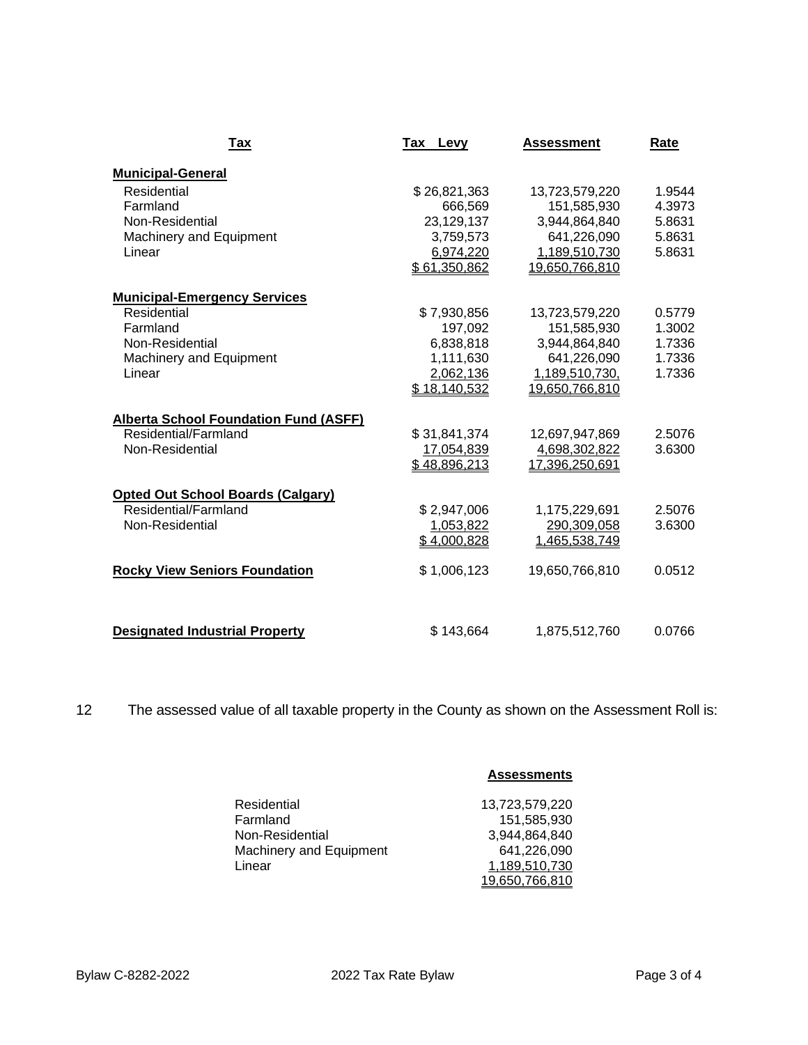| Tax | Tax Levy | Assessment | Rate |
|---|---|---|---|
| **Municipal-General** | | | |
| Residential | $ 26,821,363 | 13,723,579,220 | 1.9544 |
| Farmland | 666,569 | 151,585,930 | 4.3973 |
| Non-Residential | 23,129,137 | 3,944,864,840 | 5.8631 |
| Machinery and Equipment | 3,759,573 | 641,226,090 | 5.8631 |
| Linear | 6,974,220 | 1,189,510,730 | 5.8631 |
| | $ 61,350,862 | 19,650,766,810 | |
| **Municipal-Emergency Services** | | | |
| Residential | $ 7,930,856 | 13,723,579,220 | 0.5779 |
| Farmland | 197,092 | 151,585,930 | 1.3002 |
| Non-Residential | 6,838,818 | 3,944,864,840 | 1.7336 |
| Machinery and Equipment | 1,111,630 | 641,226,090 | 1.7336 |
| Linear | 2,062,136 | 1,189,510,730, | 1.7336 |
| | $ 18,140,532 | 19,650,766,810 | |
| **Alberta School Foundation Fund (ASFF)** | | | |
| Residential/Farmland | $ 31,841,374 | 12,697,947,869 | 2.5076 |
| Non-Residential | 17,054,839 | 4,698,302,822 | 3.6300 |
| | $ 48,896,213 | 17,396,250,691 | |
| **Opted Out School Boards (Calgary)** | | | |
| Residential/Farmland | $ 2,947,006 | 1,175,229,691 | 2.5076 |
| Non-Residential | 1,053,822 | 290,309,058 | 3.6300 |
| | $ 4,000,828 | 1,465,538,749 | |
| **Rocky View Seniors Foundation** | $ 1,006,123 | 19,650,766,810 | 0.0512 |
| **Designated Industrial Property** | $ 143,664 | 1,875,512,760 | 0.0766 |

12 The assessed value of all taxable property in the County as shown on the Assessment Roll is:

| | Assessments |
|---|---|
| Residential | 13,723,579,220 |
| Farmland | 151,585,930 |
| Non-Residential | 3,944,864,840 |
| Machinery and Equipment | 641,226,090 |
| Linear | 1,189,510,730 |
| | 19,650,766,810 |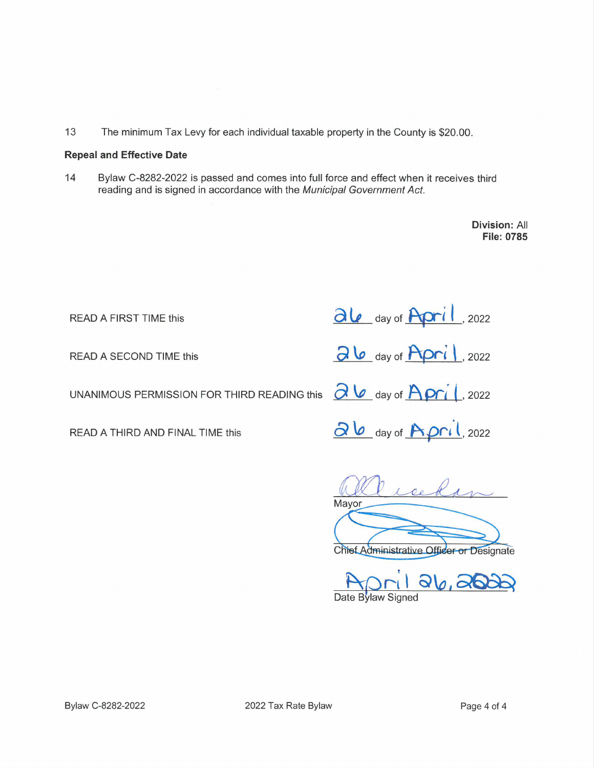13 The minimum Tax Levy for each individual taxable property in the County is $20.00.

**Repeal and Effective Date**

14 Bylaw C-8282-2022 is passed and comes into full force and effect when it receives third reading and is signed in accordance with the *Municipal Government Act.*

**Division:** All
**File: 0785**

| | |
|---|---|
| READ A FIRST TIME this | 26 day of April, 2022 |
| READ A SECOND TIME this | 26 day of April, 2022 |
| UNANIMOUS PERMISSION FOR THIRD READING this | 26 day of April, 2022 |
| READ A THIRD AND FINAL TIME this | 26 day of April, 2022 |

Mayor

Chief Administrative Officer or Designate

April 26, 2022
Date Bylaw Signed